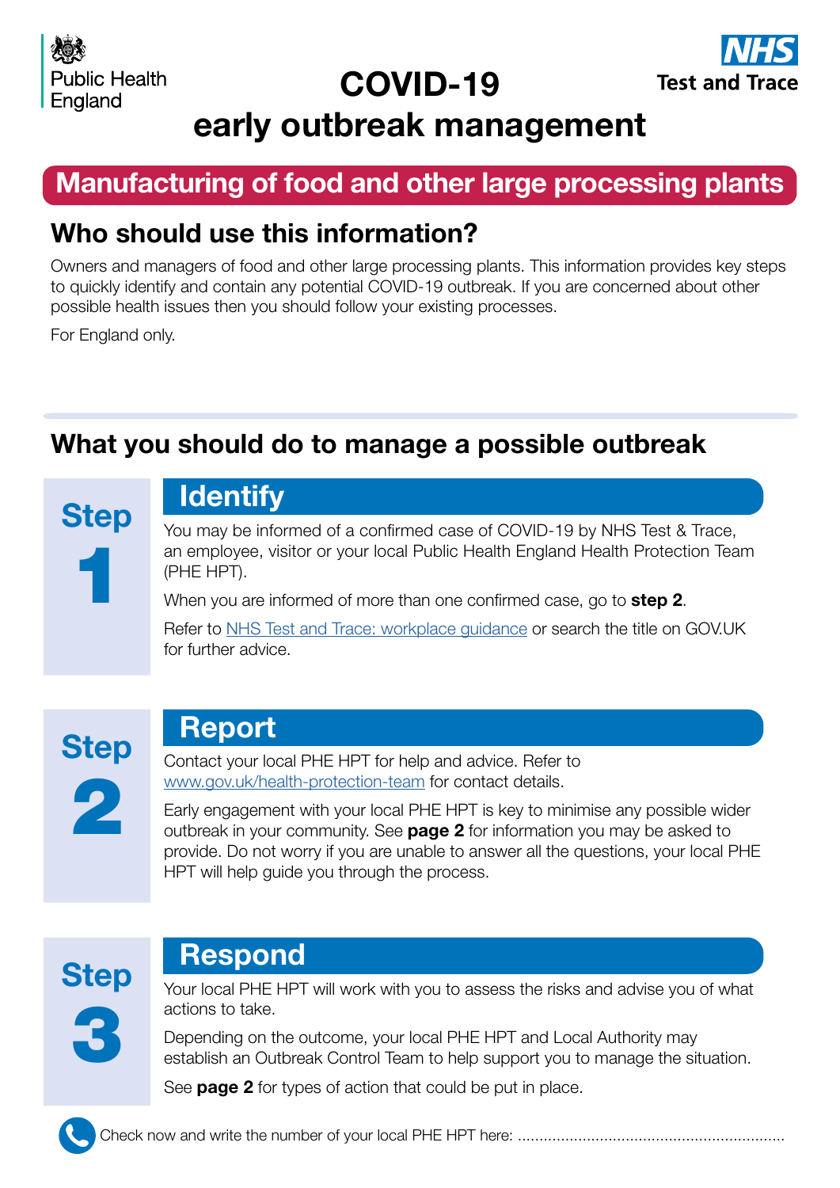Public Health England

NHS Test and Trace

# COVID-19 early outbreak management

## Manufacturing of food and other large processing plants

## Who should use this information?

Owners and managers of food and other large processing plants. This information provides key steps to quickly identify and contain any potential COVID-19 outbreak. If you are concerned about other possible health issues then you should follow your existing processes.

For England only.

## What you should do to manage a possible outbreak

### Step 1 – Identify

You may be informed of a confirmed case of COVID-19 by NHS Test & Trace, an employee, visitor or your local Public Health England Health Protection Team (PHE HPT).

When you are informed of more than one confirmed case, go to **step 2**.

Refer to NHS Test and Trace: workplace guidance or search the title on GOV.UK for further advice.

### Step 2 – Report

Contact your local PHE HPT for help and advice. Refer to www.gov.uk/health-protection-team for contact details.

Early engagement with your local PHE HPT is key to minimise any possible wider outbreak in your community. See **page 2** for information you may be asked to provide. Do not worry if you are unable to answer all the questions, your local PHE HPT will help guide you through the process.

### Step 3 – Respond

Your local PHE HPT will work with you to assess the risks and advise you of what actions to take.

Depending on the outcome, your local PHE HPT and Local Authority may establish an Outbreak Control Team to help support you to manage the situation.

See **page 2** for types of action that could be put in place.

Check now and write the number of your local PHE HPT here: ............................................................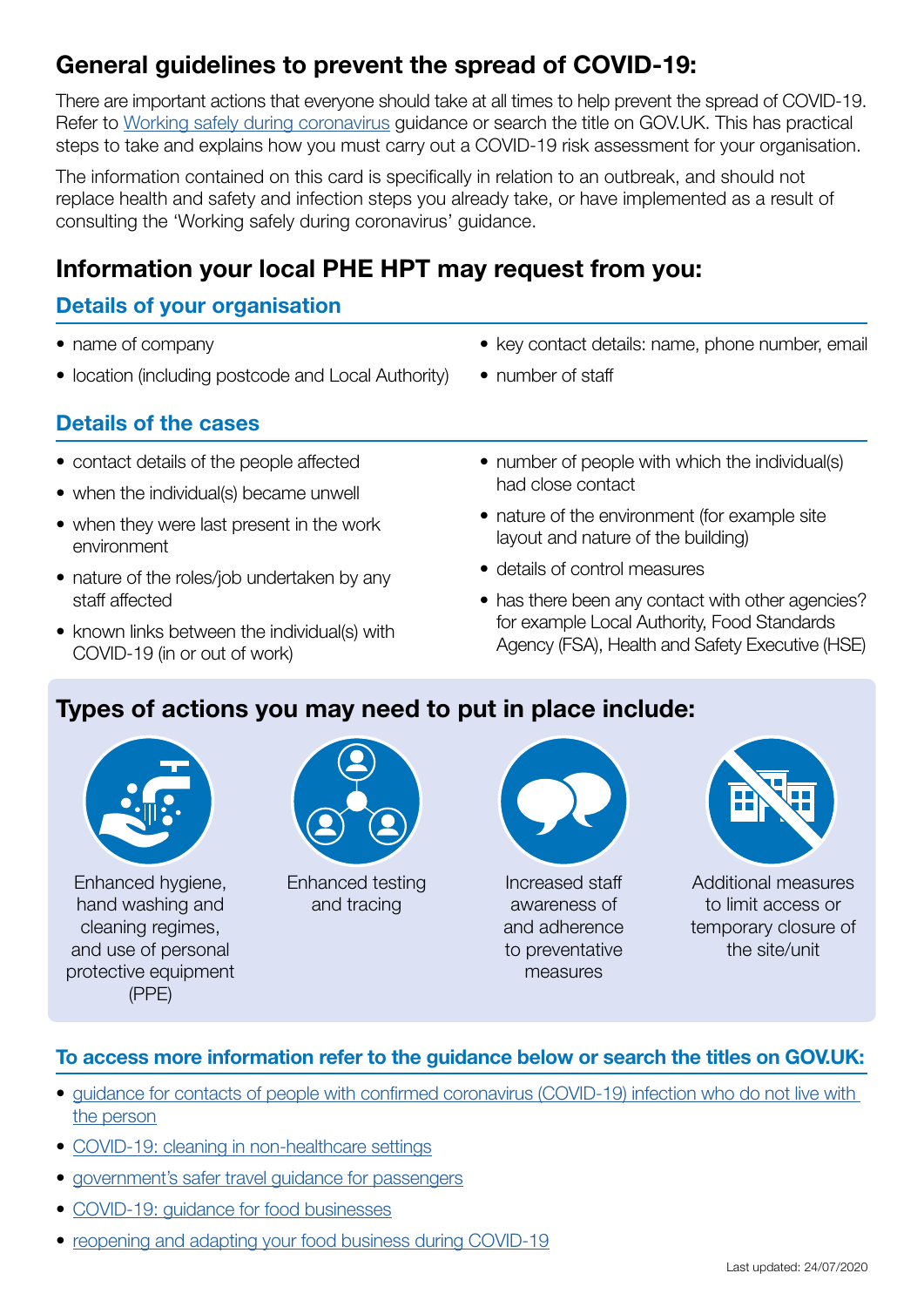## General guidelines to prevent the spread of COVID-19:

There are important actions that everyone should take at all times to help prevent the spread of COVID-19. Refer to Working safely during coronavirus guidance or search the title on GOV.UK. This has practical steps to take and explains how you must carry out a COVID-19 risk assessment for your organisation.

The information contained on this card is specifically in relation to an outbreak, and should not replace health and safety and infection steps you already take, or have implemented as a result of consulting the 'Working safely during coronavirus' guidance.

## Information your local PHE HPT may request from you:

### Details of your organisation

- name of company
- location (including postcode and Local Authority)
- key contact details: name, phone number, email
- number of staff

### Details of the cases

- contact details of the people affected
- when the individual(s) became unwell
- when they were last present in the work environment
- nature of the roles/job undertaken by any staff affected
- known links between the individual(s) with COVID-19 (in or out of work)
- number of people with which the individual(s) had close contact
- nature of the environment (for example site layout and nature of the building)
- details of control measures
- has there been any contact with other agencies? for example Local Authority, Food Standards Agency (FSA), Health and Safety Executive (HSE)

## Types of actions you may need to put in place include:

- Enhanced hygiene, hand washing and cleaning regimes, and use of personal protective equipment (PPE)
- Enhanced testing and tracing
- Increased staff awareness of and adherence to preventative measures
- Additional measures to limit access or temporary closure of the site/unit

### To access more information refer to the guidance below or search the titles on GOV.UK:

- guidance for contacts of people with confirmed coronavirus (COVID-19) infection who do not live with the person
- COVID-19: cleaning in non-healthcare settings
- government's safer travel guidance for passengers
- COVID-19: guidance for food businesses
- reopening and adapting your food business during COVID-19

Last updated: 24/07/2020